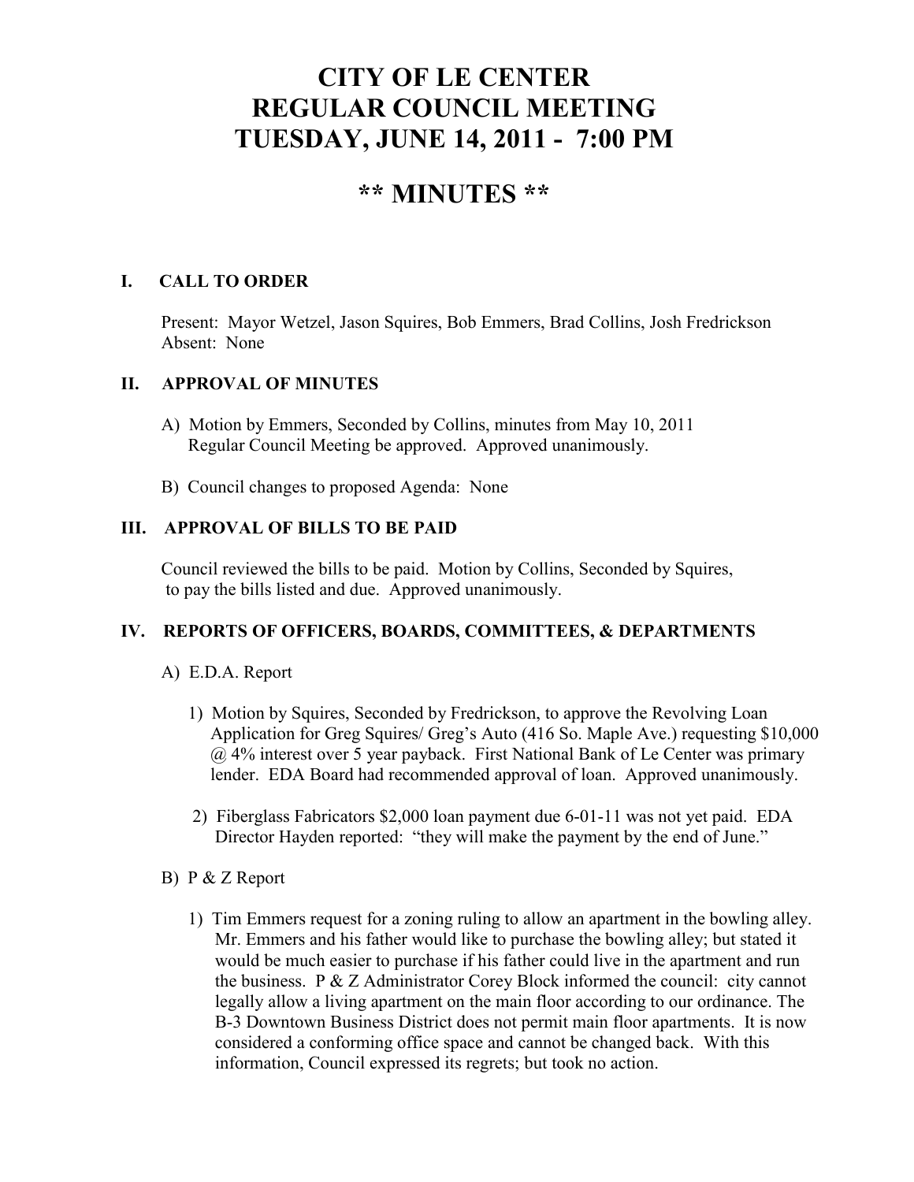# CITY OF LE CENTER
# REGULAR COUNCIL MEETING
# TUESDAY, JUNE 14, 2011 - 7:00 PM

## ** MINUTES **

### I. CALL TO ORDER

Present: Mayor Wetzel, Jason Squires, Bob Emmers, Brad Collins, Josh Fredrickson
Absent: None

### II. APPROVAL OF MINUTES

A) Motion by Emmers, Seconded by Collins, minutes from May 10, 2011 Regular Council Meeting be approved. Approved unanimously.

B) Council changes to proposed Agenda: None

### III. APPROVAL OF BILLS TO BE PAID

Council reviewed the bills to be paid. Motion by Collins, Seconded by Squires, to pay the bills listed and due. Approved unanimously.

### IV. REPORTS OF OFFICERS, BOARDS, COMMITTEES, & DEPARTMENTS

A) E.D.A. Report

1) Motion by Squires, Seconded by Fredrickson, to approve the Revolving Loan Application for Greg Squires/ Greg's Auto (416 So. Maple Ave.) requesting $10,000 @ 4% interest over 5 year payback. First National Bank of Le Center was primary lender. EDA Board had recommended approval of loan. Approved unanimously.

2) Fiberglass Fabricators $2,000 loan payment due 6-01-11 was not yet paid. EDA Director Hayden reported: "they will make the payment by the end of June."

B) P & Z Report

1) Tim Emmers request for a zoning ruling to allow an apartment in the bowling alley. Mr. Emmers and his father would like to purchase the bowling alley; but stated it would be much easier to purchase if his father could live in the apartment and run the business. P & Z Administrator Corey Block informed the council: city cannot legally allow a living apartment on the main floor according to our ordinance. The B-3 Downtown Business District does not permit main floor apartments. It is now considered a conforming office space and cannot be changed back. With this information, Council expressed its regrets; but took no action.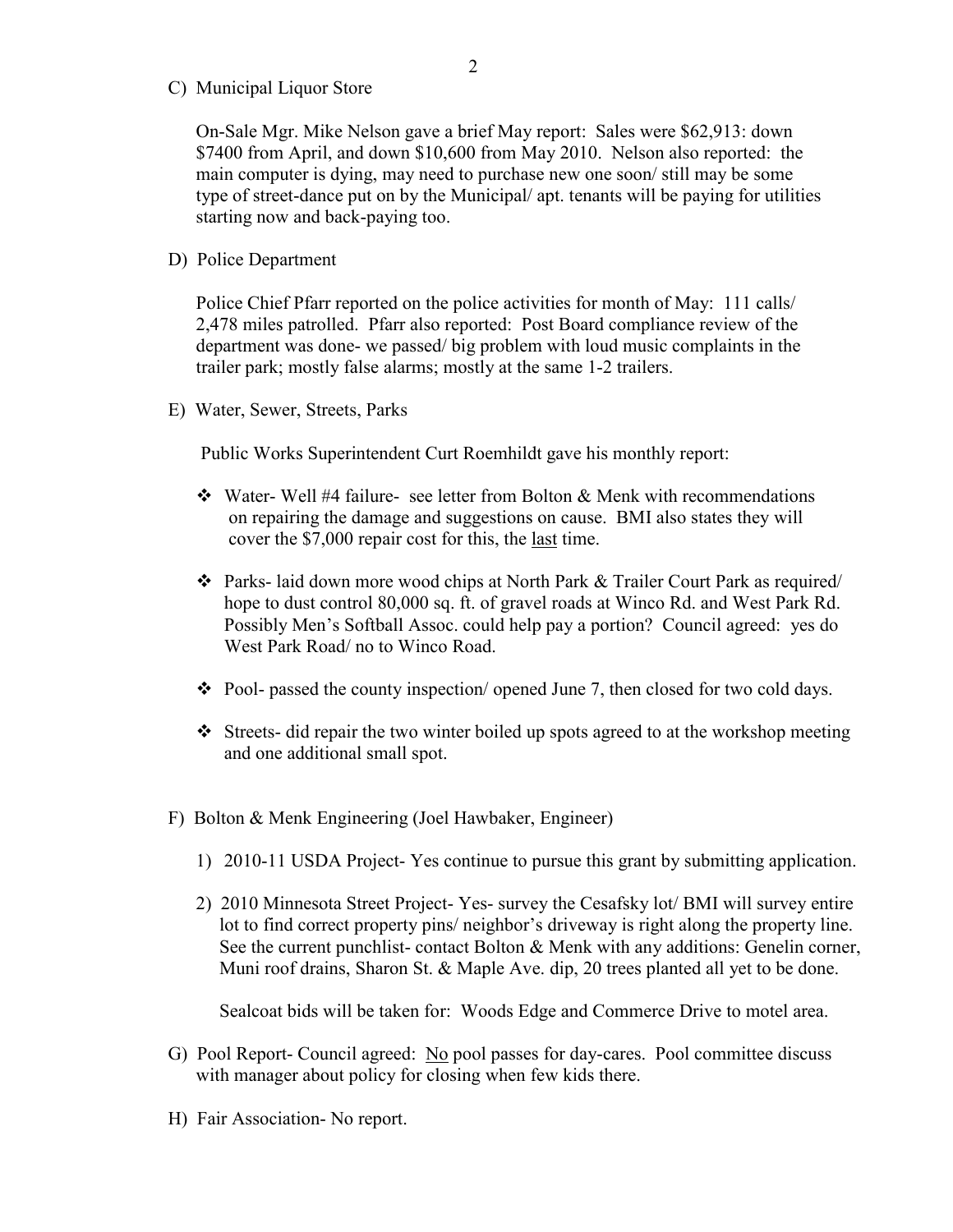C) Municipal Liquor Store

On-Sale Mgr. Mike Nelson gave a brief May report: Sales were $62,913: down $7400 from April, and down $10,600 from May 2010. Nelson also reported: the main computer is dying, may need to purchase new one soon/ still may be some type of street-dance put on by the Municipal/ apt. tenants will be paying for utilities starting now and back-paying too.

D) Police Department

Police Chief Pfarr reported on the police activities for month of May: 111 calls/ 2,478 miles patrolled. Pfarr also reported: Post Board compliance review of the department was done- we passed/ big problem with loud music complaints in the trailer park; mostly false alarms; mostly at the same 1-2 trailers.

E) Water, Sewer, Streets, Parks

Public Works Superintendent Curt Roemhildt gave his monthly report:

- Water- Well #4 failure- see letter from Bolton & Menk with recommendations on repairing the damage and suggestions on cause. BMI also states they will cover the $7,000 repair cost for this, the <u>last</u> time.
- Parks- laid down more wood chips at North Park & Trailer Court Park as required/ hope to dust control 80,000 sq. ft. of gravel roads at Winco Rd. and West Park Rd. Possibly Men's Softball Assoc. could help pay a portion? Council agreed: yes do West Park Road/ no to Winco Road.
- Pool- passed the county inspection/ opened June 7, then closed for two cold days.
- Streets- did repair the two winter boiled up spots agreed to at the workshop meeting and one additional small spot.

F) Bolton & Menk Engineering (Joel Hawbaker, Engineer)

1) 2010-11 USDA Project- Yes continue to pursue this grant by submitting application.
2) 2010 Minnesota Street Project- Yes- survey the Cesafsky lot/ BMI will survey entire lot to find correct property pins/ neighbor's driveway is right along the property line. See the current punchlist- contact Bolton & Menk with any additions: Genelin corner, Muni roof drains, Sharon St. & Maple Ave. dip, 20 trees planted all yet to be done.

   Sealcoat bids will be taken for: Woods Edge and Commerce Drive to motel area.

G) Pool Report- Council agreed: <u>No</u> pool passes for day-cares. Pool committee discuss with manager about policy for closing when few kids there.

H) Fair Association- No report.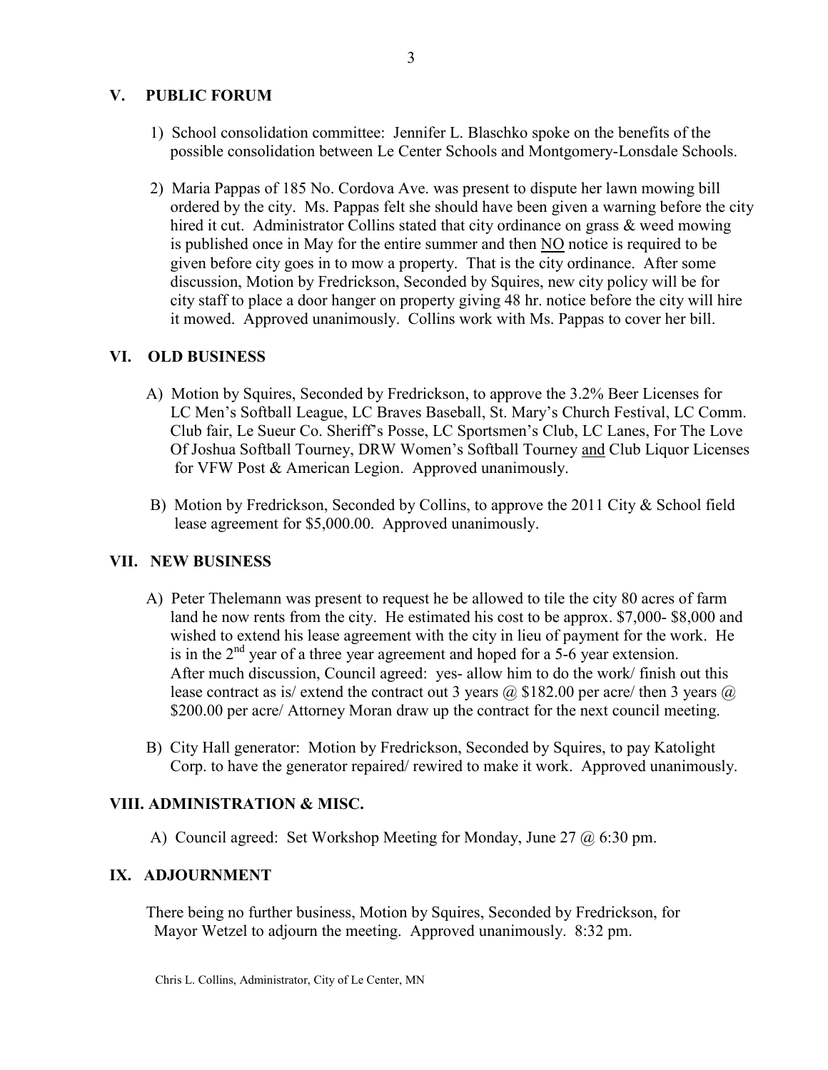## V. PUBLIC FORUM

1) School consolidation committee: Jennifer L. Blaschko spoke on the benefits of the possible consolidation between Le Center Schools and Montgomery-Lonsdale Schools.

2) Maria Pappas of 185 No. Cordova Ave. was present to dispute her lawn mowing bill ordered by the city. Ms. Pappas felt she should have been given a warning before the city hired it cut. Administrator Collins stated that city ordinance on grass & weed mowing is published once in May for the entire summer and then NO notice is required to be given before city goes in to mow a property. That is the city ordinance. After some discussion, Motion by Fredrickson, Seconded by Squires, new city policy will be for city staff to place a door hanger on property giving 48 hr. notice before the city will hire it mowed. Approved unanimously. Collins work with Ms. Pappas to cover her bill.

## VI. OLD BUSINESS

A) Motion by Squires, Seconded by Fredrickson, to approve the 3.2% Beer Licenses for LC Men's Softball League, LC Braves Baseball, St. Mary's Church Festival, LC Comm. Club fair, Le Sueur Co. Sheriff's Posse, LC Sportsmen's Club, LC Lanes, For The Love Of Joshua Softball Tourney, DRW Women's Softball Tourney and Club Liquor Licenses for VFW Post & American Legion. Approved unanimously.

B) Motion by Fredrickson, Seconded by Collins, to approve the 2011 City & School field lease agreement for $5,000.00. Approved unanimously.

## VII. NEW BUSINESS

A) Peter Thelemann was present to request he be allowed to tile the city 80 acres of farm land he now rents from the city. He estimated his cost to be approx. $7,000- $8,000 and wished to extend his lease agreement with the city in lieu of payment for the work. He is in the 2nd year of a three year agreement and hoped for a 5-6 year extension. After much discussion, Council agreed: yes- allow him to do the work/ finish out this lease contract as is/ extend the contract out 3 years @ $182.00 per acre/ then 3 years @ $200.00 per acre/ Attorney Moran draw up the contract for the next council meeting.

B) City Hall generator: Motion by Fredrickson, Seconded by Squires, to pay Katolight Corp. to have the generator repaired/ rewired to make it work. Approved unanimously.

## VIII. ADMINISTRATION & MISC.

A) Council agreed: Set Workshop Meeting for Monday, June 27 @ 6:30 pm.

## IX. ADJOURNMENT

There being no further business, Motion by Squires, Seconded by Fredrickson, for Mayor Wetzel to adjourn the meeting. Approved unanimously. 8:32 pm.

Chris L. Collins, Administrator, City of Le Center, MN